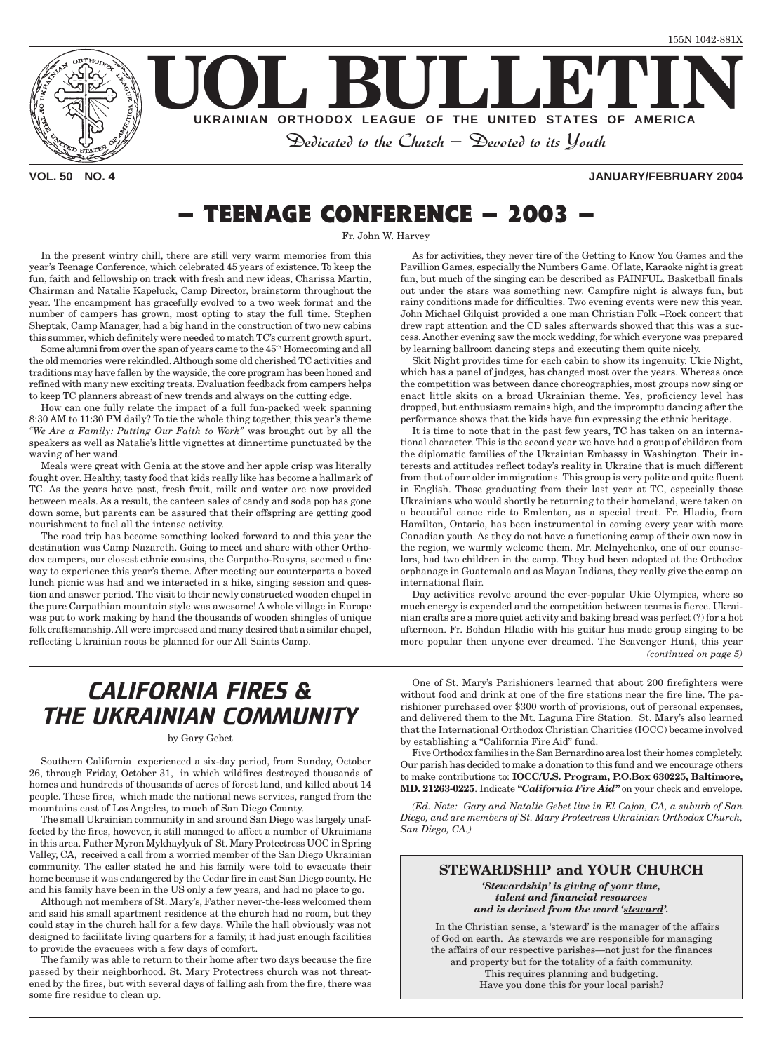155N 1042-881X

# UOL BULLETIN

**UKRAINIAN ORTHODOX LEAGUE OF THE UNITED STATES OF AMERICA**

*Dedicated to the Church – Devoted to its Youth*

**VOL. 50 NO. 4** **JANUARY/FEBRUARY 2004**

## – TEENAGE CONFERENCE – 2003 –

Fr. John W. Harvey

In the present wintry chill, there are still very warm memories from this year's Teenage Conference, which celebrated 45 years of existence. To keep the fun, faith and fellowship on track with fresh and new ideas, Charissa Martin, Chairman and Natalie Kapeluck, Camp Director, brainstorm throughout the year. The encampment has gracefully evolved to a two week format and the number of campers has grown, most opting to stay the full time. Stephen Sheptak, Camp Manager, had a big hand in the construction of two new cabins this summer, which definitely were needed to match TC's current growth spurt.

Some alumni from over the span of years came to the 45th Homecoming and all the old memories were rekindled. Although some old cherished TC activities and traditions may have fallen by the wayside, the core program has been honed and refined with many new exciting treats. Evaluation feedback from campers helps to keep TC planners abreast of new trends and always on the cutting edge.

How can one fully relate the impact of a full fun-packed week spanning 8:30 AM to 11:30 PM daily? To tie the whole thing together, this year's theme *"We Are a Family: Putting Our Faith to Work"* was brought out by all the speakers as well as Natalie's little vignettes at dinnertime punctuated by the waving of her wand.

Meals were great with Genia at the stove and her apple crisp was literally fought over. Healthy, tasty food that kids really like has become a hallmark of TC. As the years have past, fresh fruit, milk and water are now provided between meals. As a result, the canteen sales of candy and soda pop has gone down some, but parents can be assured that their offspring are getting good nourishment to fuel all the intense activity.

The road trip has become something looked forward to and this year the destination was Camp Nazareth. Going to meet and share with other Orthodox campers, our closest ethnic cousins, the Carpatho-Rusyns, seemed a fine way to experience this year's theme. After meeting our counterparts a boxed lunch picnic was had and we interacted in a hike, singing session and question and answer period. The visit to their newly constructed wooden chapel in the pure Carpathian mountain style was awesome! A whole village in Europe was put to work making by hand the thousands of wooden shingles of unique folk craftsmanship. All were impressed and many desired that a similar chapel, reflecting Ukrainian roots be planned for our All Saints Camp.

As for activities, they never tire of the Getting to Know You Games and the Pavillion Games, especially the Numbers Game. Of late, Karaoke night is great fun, but much of the singing can be described as PAINFUL. Basketball finals out under the stars was something new. Campfire night is always fun, but rainy conditions made for difficulties. Two evening events were new this year. John Michael Gilquist provided a one man Christian Folk –Rock concert that drew rapt attention and the CD sales afterwards showed that this was a success. Another evening saw the mock wedding, for which everyone was prepared by learning ballroom dancing steps and executing them quite nicely.

Skit Night provides time for each cabin to show its ingenuity. Ukie Night, which has a panel of judges, has changed most over the years. Whereas once the competition was between dance choreographies, most groups now sing or enact little skits on a broad Ukrainian theme. Yes, proficiency level has dropped, but enthusiasm remains high, and the impromptu dancing after the performance shows that the kids have fun expressing the ethnic heritage.

It is time to note that in the past few years, TC has taken on an international character. This is the second year we have had a group of children from the diplomatic families of the Ukrainian Embassy in Washington. Their interests and attitudes reflect today's reality in Ukraine that is much different from that of our older immigrations. This group is very polite and quite fluent in English. Those graduating from their last year at TC, especially those Ukrainians who would shortly be returning to their homeland, were taken on a beautiful canoe ride to Emlenton, as a special treat. Fr. Hladio, from Hamilton, Ontario, has been instrumental in coming every year with more Canadian youth. As they do not have a functioning camp of their own now in the region, we warmly welcome them. Mr. Melnychenko, one of our counselors, had two children in the camp. They had been adopted at the Orthodox orphanage in Guatemala and as Mayan Indians, they really give the camp an international flair.

Day activities revolve around the ever-popular Ukie Olympics, where so much energy is expended and the competition between teams is fierce. Ukrainian crafts are a more quiet activity and baking bread was perfect (?) for a hot afternoon. Fr. Bohdan Hladio with his guitar has made group singing to be more popular then anyone ever dreamed. The Scavenger Hunt, this year

*(continued on page 5)*

## CALIFORNIA FIRES & THE UKRAINIAN COMMUNITY

by Gary Gebet

Southern California experienced a six-day period, from Sunday, October 26, through Friday, October 31, in which wildfires destroyed thousands of homes and hundreds of thousands of acres of forest land, and killed about 14 people. These fires, which made the national news services, ranged from the mountains east of Los Angeles, to much of San Diego County.

The small Ukrainian community in and around San Diego was largely unaffected by the fires, however, it still managed to affect a number of Ukrainians in this area. Father Myron Mykhaylyuk of St. Mary Protectress UOC in Spring Valley, CA, received a call from a worried member of the San Diego Ukrainian community. The caller stated he and his family were told to evacuate their home because it was endangered by the Cedar fire in east San Diego county. He and his family have been in the US only a few years, and had no place to go.

Although not members of St. Mary's, Father never-the-less welcomed them and said his small apartment residence at the church had no room, but they could stay in the church hall for a few days. While the hall obviously was not designed to facilitate living quarters for a family, it had just enough facilities to provide the evacuees with a few days of comfort.

The family was able to return to their home after two days because the fire passed by their neighborhood. St. Mary Protectress church was not threatened by the fires, but with several days of falling ash from the fire, there was some fire residue to clean up.

One of St. Mary's Parishioners learned that about 200 firefighters were without food and drink at one of the fire stations near the fire line. The parishioner purchased over $300 worth of provisions, out of personal expenses, and delivered them to the Mt. Laguna Fire Station. St. Mary's also learned that the International Orthodox Christian Charities (IOCC) became involved by establishing a "California Fire Aid" fund.

Five Orthodox families in the San Bernardino area lost their homes completely. Our parish has decided to make a donation to this fund and we encourage others to make contributions to: **IOCC/U.S. Program, P.O.Box 630225, Baltimore, MD. 21263-0225**. Indicate ***"California Fire Aid"*** on your check and envelope.

*(Ed. Note: Gary and Natalie Gebet live in El Cajon, CA, a suburb of San Diego, and are members of St. Mary Protectress Ukrainian Orthodox Church, San Diego, CA.)*

### STEWARDSHIP and YOUR CHURCH

***'Stewardship' is giving of your time, talent and financial resources and is derived from the word 'steward'.***

In the Christian sense, a 'steward' is the manager of the affairs of God on earth. As stewards we are responsible for managing the affairs of our respective parishes—not just for the finances and property but for the totality of a faith community. This requires planning and budgeting. Have you done this for your local parish?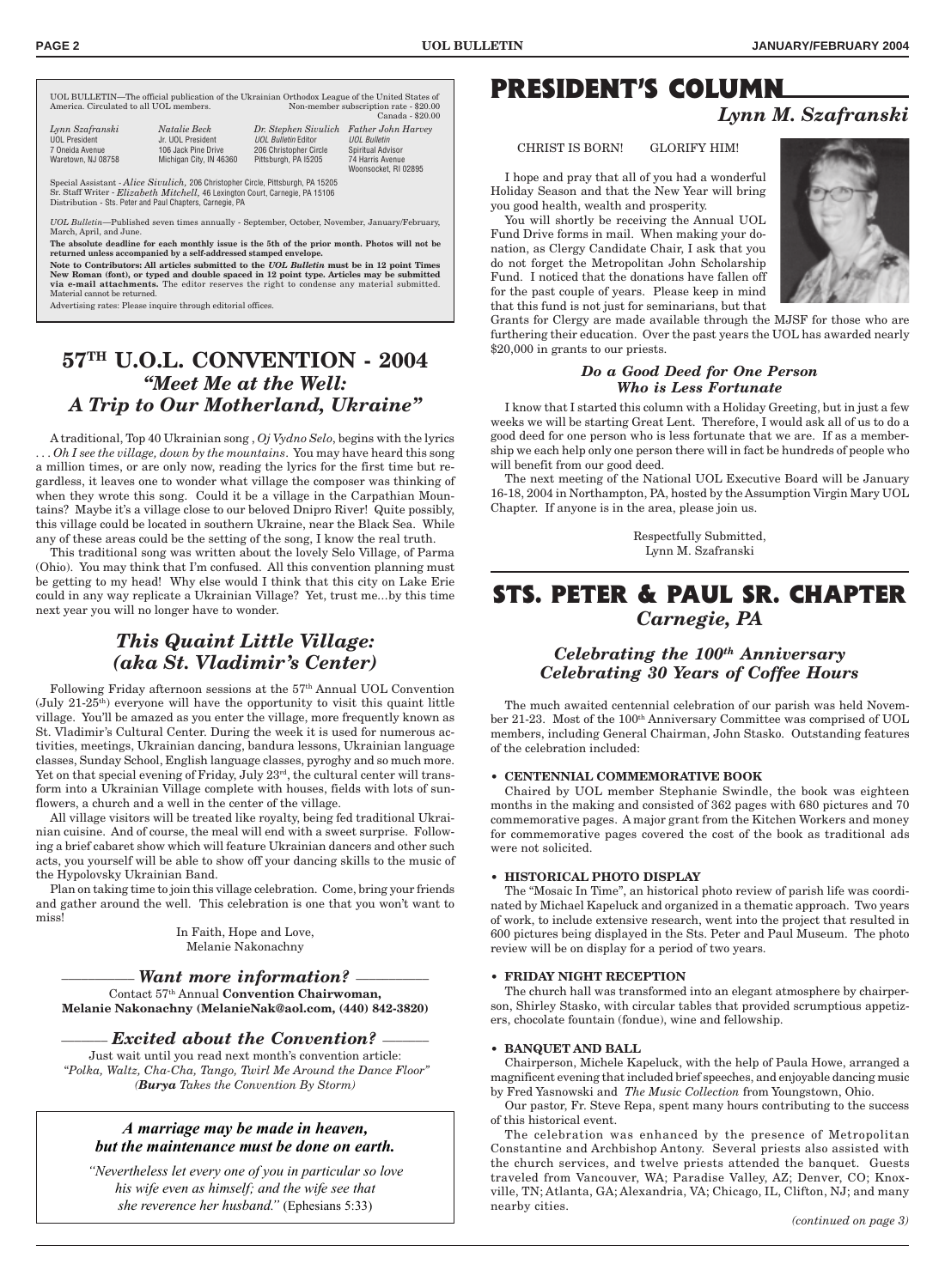UOL BULLETIN—The official publication of the Ukrainian Orthodox League of the United States of America. Circulated to all UOL members. Non-member subscription rate - $20.00 Canada - $20.00

| *Lynn Szafranski* | *Natalie Beck* | *Dr. Stephen Sivulich* | *Father John Harvey* |
|---|---|---|---|
| UOL President | Jr. UOL President | *UOL Bulletin* Editor | *UOL Bulletin* Spiritual Advisor |
| 7 Oneida Avenue | 106 Jack Pine Drive | 206 Christopher Circle | 74 Harris Avenue |
| Waretown, NJ 08758 | Michigan City, IN 46360 | Pittsburgh, PA 15205 | Woonsocket, RI 02895 |

Special Assistant - *Alice Sivulich,* 206 Christopher Circle, Pittsburgh, PA 15205
Sr. Staff Writer - *Elizabeth Mitchell,* 46 Lexington Court, Carnegie, PA 15106
Distribution - Sts. Peter and Paul Chapters, Carnegie, PA

*UOL Bulletin*—Published seven times annually - September, October, November, January/February, March, April, and June.

**The absolute deadline for each monthly issue is the 5th of the prior month. Photos will not be returned unless accompanied by a self-addressed stamped envelope.**

**Note to Contributors: All articles submitted to the *UOL Bulletin* must be in 12 point Times New Roman (font), or typed and double spaced in 12 point type. Articles may be submitted via e-mail attachments.** The editor reserves the right to condense any material submitted. Material cannot be returned.

Advertising rates: Please inquire through editorial offices.

# 57TH U.O.L. CONVENTION - 2004

## *"Meet Me at the Well: A Trip to Our Motherland, Ukraine"*

A traditional, Top 40 Ukrainian song , *Oj Vydno Selo*, begins with the lyrics *. . . Oh I see the village, down by the mountains*. You may have heard this song a million times, or are only now, reading the lyrics for the first time but regardless, it leaves one to wonder what village the composer was thinking of when they wrote this song. Could it be a village in the Carpathian Mountains? Maybe it's a village close to our beloved Dnipro River! Quite possibly, this village could be located in southern Ukraine, near the Black Sea. While any of these areas could be the setting of the song, I know the real truth.

This traditional song was written about the lovely Selo Village, of Parma (Ohio). You may think that I'm confused. All this convention planning must be getting to my head! Why else would I think that this city on Lake Erie could in any way replicate a Ukrainian Village? Yet, trust me...by this time next year you will no longer have to wonder.

## *This Quaint Little Village: (aka St. Vladimir's Center)*

Following Friday afternoon sessions at the 57th Annual UOL Convention (July 21-25th) everyone will have the opportunity to visit this quaint little village. You'll be amazed as you enter the village, more frequently known as St. Vladimir's Cultural Center. During the week it is used for numerous activities, meetings, Ukrainian dancing, bandura lessons, Ukrainian language classes, Sunday School, English language classes, pyroghy and so much more. Yet on that special evening of Friday, July 23rd, the cultural center will transform into a Ukrainian Village complete with houses, fields with lots of sunflowers, a church and a well in the center of the village.

All village visitors will be treated like royalty, being fed traditional Ukrainian cuisine. And of course, the meal will end with a sweet surprise. Following a brief cabaret show which will feature Ukrainian dancers and other such acts, you yourself will be able to show off your dancing skills to the music of the Hypolovsky Ukrainian Band.

Plan on taking time to join this village celebration. Come, bring your friends and gather around the well. This celebration is one that you won't want to miss!

In Faith, Hope and Love,
Melanie Nakonachny

### *Want more information?*

Contact 57th Annual **Convention Chairwoman, Melanie Nakonachny (MelanieNak@aol.com, (440) 842-3820)**

### *Excited about the Convention?*

Just wait until you read next month's convention article: *"Polka, Waltz, Cha-Cha, Tango, Twirl Me Around the Dance Floor" (**Burya** Takes the Convention By Storm)*

***A marriage may be made in heaven, but the maintenance must be done on earth.***

*"Nevertheless let every one of you in particular so love his wife even as himself; and the wife see that she reverence her husband."* (Ephesians 5:33)

# PRESIDENT'S COLUMN

## *Lynn M. Szafranski*

CHRIST IS BORN! GLORIFY HIM!

I hope and pray that all of you had a wonderful Holiday Season and that the New Year will bring you good health, wealth and prosperity.

You will shortly be receiving the Annual UOL Fund Drive forms in mail. When making your donation, as Clergy Candidate Chair, I ask that you do not forget the Metropolitan John Scholarship Fund. I noticed that the donations have fallen off for the past couple of years. Please keep in mind that this fund is not just for seminarians, but that Grants for Clergy are made available through the MJSF for those who are furthering their education. Over the past years the UOL has awarded nearly $20,000 in grants to our priests.

### *Do a Good Deed for One Person Who is Less Fortunate*

I know that I started this column with a Holiday Greeting, but in just a few weeks we will be starting Great Lent. Therefore, I would ask all of us to do a good deed for one person who is less fortunate that we are. If as a membership we each help only one person there will in fact be hundreds of people who will benefit from our good deed.

The next meeting of the National UOL Executive Board will be January 16-18, 2004 in Northampton, PA, hosted by the Assumption Virgin Mary UOL Chapter. If anyone is in the area, please join us.

Respectfully Submitted,
Lynn M. Szafranski

# STS. PETER & PAUL SR. CHAPTER

## *Carnegie, PA*

### *Celebrating the 100th Anniversary Celebrating 30 Years of Coffee Hours*

The much awaited centennial celebration of our parish was held November 21-23. Most of the 100th Anniversary Committee was comprised of UOL members, including General Chairman, John Stasko. Outstanding features of the celebration included:

**• CENTENNIAL COMMEMORATIVE BOOK**

Chaired by UOL member Stephanie Swindle, the book was eighteen months in the making and consisted of 362 pages with 680 pictures and 70 commemorative pages. A major grant from the Kitchen Workers and money for commemorative pages covered the cost of the book as traditional ads were not solicited.

**• HISTORICAL PHOTO DISPLAY**

The "Mosaic In Time", an historical photo review of parish life was coordinated by Michael Kapeluck and organized in a thematic approach. Two years of work, to include extensive research, went into the project that resulted in 600 pictures being displayed in the Sts. Peter and Paul Museum. The photo review will be on display for a period of two years.

**• FRIDAY NIGHT RECEPTION**

The church hall was transformed into an elegant atmosphere by chairperson, Shirley Stasko, with circular tables that provided scrumptious appetizers, chocolate fountain (fondue), wine and fellowship.

**• BANQUET AND BALL**

Chairperson, Michele Kapeluck, with the help of Paula Howe, arranged a magnificent evening that included brief speeches, and enjoyable dancing music by Fred Yasnowski and *The Music Collection* from Youngstown, Ohio.

Our pastor, Fr. Steve Repa, spent many hours contributing to the success of this historical event.

The celebration was enhanced by the presence of Metropolitan Constantine and Archbishop Antony. Several priests also assisted with the church services, and twelve priests attended the banquet. Guests traveled from Vancouver, WA; Paradise Valley, AZ; Denver, CO; Knoxville, TN; Atlanta, GA; Alexandria, VA; Chicago, IL, Clifton, NJ; and many nearby cities.

*(continued on page 3)*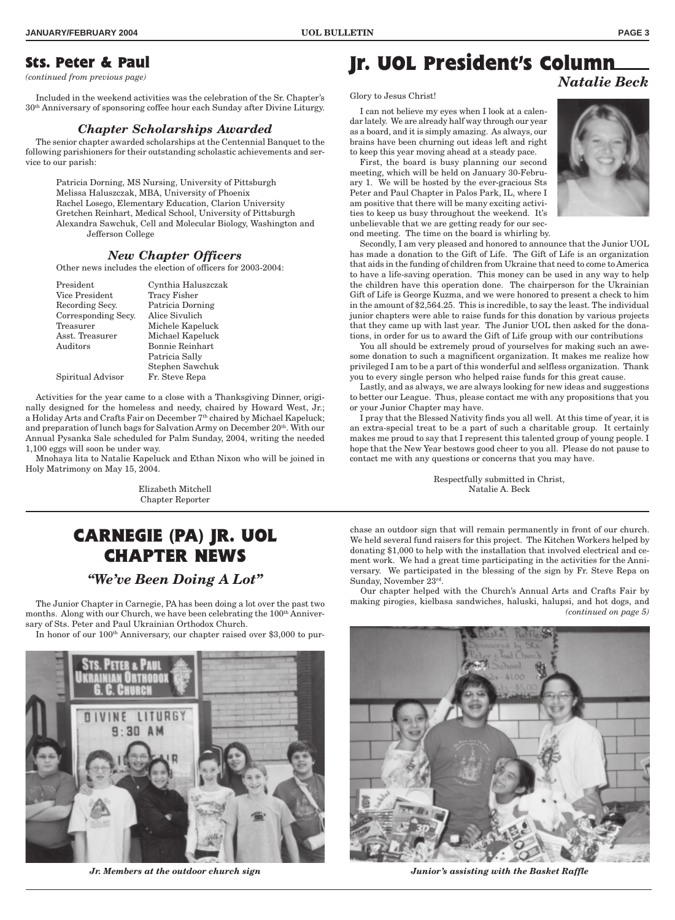## Sts. Peter & Paul

*(continued from previous page)*

Included in the weekend activities was the celebration of the Sr. Chapter's 30th Anniversary of sponsoring coffee hour each Sunday after Divine Liturgy.

### *Chapter Scholarships Awarded*

The senior chapter awarded scholarships at the Centennial Banquet to the following parishioners for their outstanding scholastic achievements and service to our parish:

Patricia Dorning, MS Nursing, University of Pittsburgh
Melissa Haluszczak, MBA, University of Phoenix
Rachel Losego, Elementary Education, Clarion University
Gretchen Reinhart, Medical School, University of Pittsburgh
Alexandra Sawchuk, Cell and Molecular Biology, Washington and Jefferson College

### *New Chapter Officers*

Other news includes the election of officers for 2003-2004:

| | |
|---|---|
| President | Cynthia Haluszczak |
| Vice President | Tracy Fisher |
| Recording Secy. | Patricia Dorning |
| Corresponding Secy. | Alice Sivulich |
| Treasurer | Michele Kapeluck |
| Asst. Treasurer | Michael Kapeluck |
| Auditors | Bonnie Reinhart |
| | Patricia Sally |
| | Stephen Sawchuk |
| Spiritual Advisor | Fr. Steve Repa |

Activities for the year came to a close with a Thanksgiving Dinner, originally designed for the homeless and needy, chaired by Howard West, Jr.; a Holiday Arts and Crafts Fair on December 7th chaired by Michael Kapeluck; and preparation of lunch bags for Salvation Army on December 20th. With our Annual Pysanka Sale scheduled for Palm Sunday, 2004, writing the needed 1,100 eggs will soon be under way.

Mnohaya lita to Natalie Kapeluck and Ethan Nixon who will be joined in Holy Matrimony on May 15, 2004.

Elizabeth Mitchell
Chapter Reporter

## Jr. UOL President's Column

### *Natalie Beck*

Glory to Jesus Christ!

I can not believe my eyes when I look at a calendar lately. We are already half way through our year as a board, and it is simply amazing. As always, our brains have been churning out ideas left and right to keep this year moving ahead at a steady pace.

First, the board is busy planning our second meeting, which will be held on January 30-February 1. We will be hosted by the ever-gracious Sts Peter and Paul Chapter in Palos Park, IL, where I am positive that there will be many exciting activities to keep us busy throughout the weekend. It's unbelievable that we are getting ready for our second meeting. The time on the board is whirling by.

Secondly, I am very pleased and honored to announce that the Junior UOL has made a donation to the Gift of Life. The Gift of Life is an organization that aids in the funding of children from Ukraine that need to come to America to have a life-saving operation. This money can be used in any way to help the children have this operation done. The chairperson for the Ukrainian Gift of Life is George Kuzma, and we were honored to present a check to him in the amount of $2,564.25. This is incredible, to say the least. The individual junior chapters were able to raise funds for this donation by various projects that they came up with last year. The Junior UOL then asked for the donations, in order for us to award the Gift of Life group with our contributions

You all should be extremely proud of yourselves for making such an awesome donation to such a magnificent organization. It makes me realize how privileged I am to be a part of this wonderful and selfless organization. Thank you to every single person who helped raise funds for this great cause.

Lastly, and as always, we are always looking for new ideas and suggestions to better our League. Thus, please contact me with any propositions that you or your Junior Chapter may have.

I pray that the Blessed Nativity finds you all well. At this time of year, it is an extra-special treat to be a part of such a charitable group. It certainly makes me proud to say that I represent this talented group of young people. I hope that the New Year bestows good cheer to you all. Please do not pause to contact me with any questions or concerns that you may have.

Respectfully submitted in Christ,
Natalie A. Beck

## CARNEGIE (PA) JR. UOL CHAPTER NEWS

### *"We've Been Doing A Lot"*

The Junior Chapter in Carnegie, PA has been doing a lot over the past two months. Along with our Church, we have been celebrating the 100th Anniversary of Sts. Peter and Paul Ukrainian Orthodox Church.

In honor of our 100th Anniversary, our chapter raised over $3,000 to purchase an outdoor sign that will remain permanently in front of our church. We held several fund raisers for this project. The Kitchen Workers helped by donating $1,000 to help with the installation that involved electrical and cement work. We had a great time participating in the activities for the Anniversary. We participated in the blessing of the sign by Fr. Steve Repa on Sunday, November 23rd.

Our chapter helped with the Church's Annual Arts and Crafts Fair by making pirogies, kielbasa sandwiches, haluski, halupsi, and hot dogs, and *(continued on page 5)*

***Jr. Members at the outdoor church sign***

***Junior's assisting with the Basket Raffle***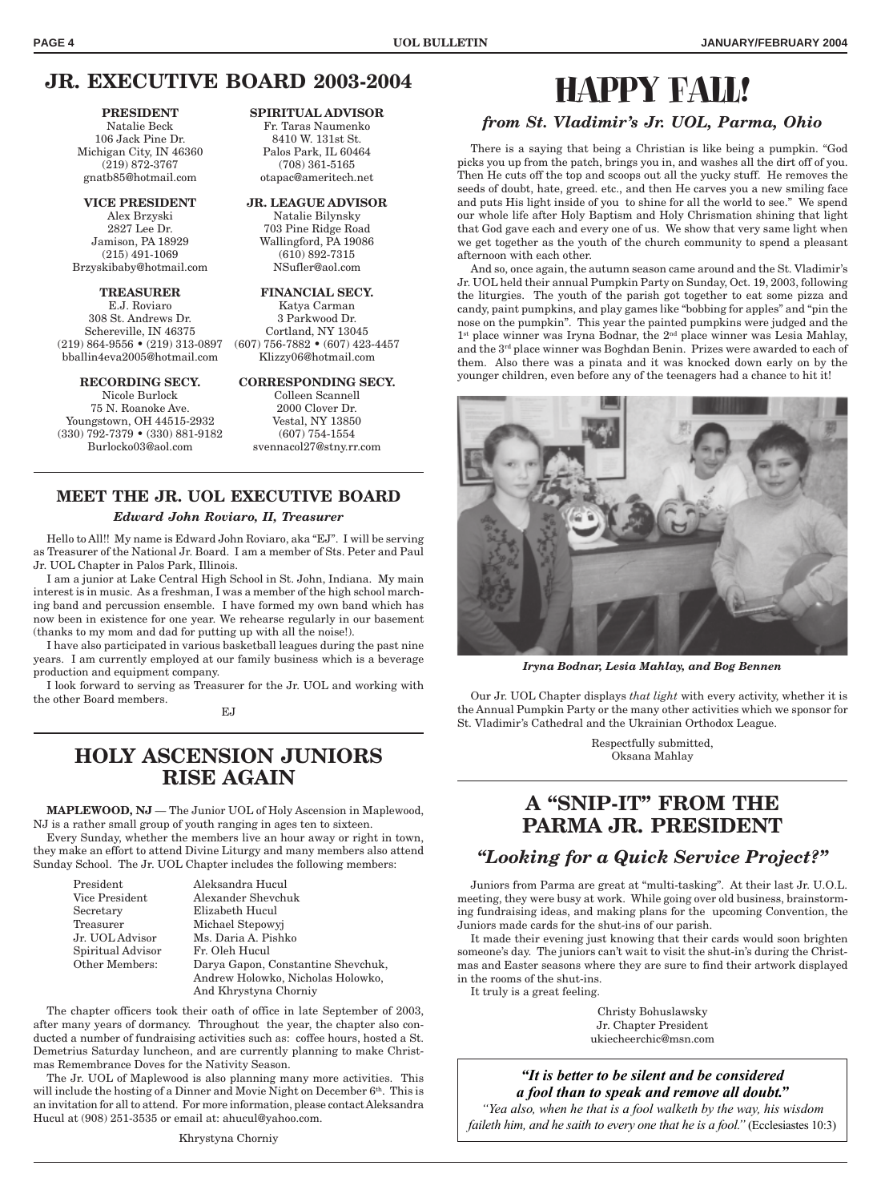## JR. EXECUTIVE BOARD 2003-2004

**PRESIDENT**
Natalie Beck
106 Jack Pine Dr.
Michigan City, IN 46360
(219) 872-3767
gnatb85@hotmail.com

**SPIRITUAL ADVISOR**
Fr. Taras Naumenko
8410 W. 131st St.
Palos Park, IL 60464
(708) 361-5165
otapac@ameritech.net

**VICE PRESIDENT**
Alex Brzyski
2827 Lee Dr.
Jamison, PA 18929
(215) 491-1069
Brzyskibaby@hotmail.com

**JR. LEAGUE ADVISOR**
Natalie Bilynsky
703 Pine Ridge Road
Wallingford, PA 19086
(610) 892-7315
NSufler@aol.com

**TREASURER**
E.J. Roviaro
308 St. Andrews Dr.
Schereville, IN 46375
(219) 864-9556 • (219) 313-0897
bballin4eva2005@hotmail.com

**FINANCIAL SECY.**
Katya Carman
3 Parkwood Dr.
Cortland, NY 13045
(607) 756-7882 • (607) 423-4457
Klizzy06@hotmail.com

**RECORDING SECY.**
Nicole Burlock
75 N. Roanoke Ave.
Youngstown, OH 44515-2932
(330) 792-7379 • (330) 881-9182
Burlocko03@aol.com

**CORRESPONDING SECY.**
Colleen Scannell
2000 Clover Dr.
Vestal, NY 13850
(607) 754-1554
svennacol27@stny.rr.com

## MEET THE JR. UOL EXECUTIVE BOARD

***Edward John Roviaro, II, Treasurer***

Hello to All!! My name is Edward John Roviaro, aka "EJ". I will be serving as Treasurer of the National Jr. Board. I am a member of Sts. Peter and Paul Jr. UOL Chapter in Palos Park, Illinois.

I am a junior at Lake Central High School in St. John, Indiana. My main interest is in music. As a freshman, I was a member of the high school marching band and percussion ensemble. I have formed my own band which has now been in existence for one year. We rehearse regularly in our basement (thanks to my mom and dad for putting up with all the noise!).

I have also participated in various basketball leagues during the past nine years. I am currently employed at our family business which is a beverage production and equipment company.

I look forward to serving as Treasurer for the Jr. UOL and working with the other Board members.

EJ

## HOLY ASCENSION JUNIORS RISE AGAIN

**MAPLEWOOD, NJ** — The Junior UOL of Holy Ascension in Maplewood, NJ is a rather small group of youth ranging in ages ten to sixteen.

Every Sunday, whether the members live an hour away or right in town, they make an effort to attend Divine Liturgy and many members also attend Sunday School. The Jr. UOL Chapter includes the following members:

| | |
|---|---|
| President | Aleksandra Hucul |
| Vice President | Alexander Shevchuk |
| Secretary | Elizabeth Hucul |
| Treasurer | Michael Stepowyj |
| Jr. UOL Advisor | Ms. Daria A. Pishko |
| Spiritual Advisor | Fr. Oleh Hucul |
| Other Members: | Darya Gapon, Constantine Shevchuk, Andrew Holowko, Nicholas Holowko, And Khrystyna Chorniy |

The chapter officers took their oath of office in late September of 2003, after many years of dormancy. Throughout the year, the chapter also conducted a number of fundraising activities such as: coffee hours, hosted a St. Demetrius Saturday luncheon, and are currently planning to make Christmas Remembrance Doves for the Nativity Season.

The Jr. UOL of Maplewood is also planning many more activities. This will include the hosting of a Dinner and Movie Night on December 6th. This is an invitation for all to attend. For more information, please contact Aleksandra Hucul at (908) 251-3535 or email at: ahucul@yahoo.com.

Khrystyna Chorniy

## HAPPY FALL!

### *from St. Vladimir's Jr. UOL, Parma, Ohio*

There is a saying that being a Christian is like being a pumpkin. "God picks you up from the patch, brings you in, and washes all the dirt off of you. Then He cuts off the top and scoops out all the yucky stuff. He removes the seeds of doubt, hate, greed. etc., and then He carves you a new smiling face and puts His light inside of you to shine for all the world to see." We spend our whole life after Holy Baptism and Holy Chrismation shining that light that God gave each and every one of us. We show that very same light when we get together as the youth of the church community to spend a pleasant afternoon with each other.

And so, once again, the autumn season came around and the St. Vladimir's Jr. UOL held their annual Pumpkin Party on Sunday, Oct. 19, 2003, following the liturgies. The youth of the parish got together to eat some pizza and candy, paint pumpkins, and play games like "bobbing for apples" and "pin the nose on the pumpkin". This year the painted pumpkins were judged and the 1st place winner was Iryna Bodnar, the 2nd place winner was Lesia Mahlay, and the 3rd place winner was Boghdan Benin. Prizes were awarded to each of them. Also there was a pinata and it was knocked down early on by the younger children, even before any of the teenagers had a chance to hit it!

*Iryna Bodnar, Lesia Mahlay, and Bog Bennen*

Our Jr. UOL Chapter displays *that light* with every activity, whether it is the Annual Pumpkin Party or the many other activities which we sponsor for St. Vladimir's Cathedral and the Ukrainian Orthodox League.

Respectfully submitted,
Oksana Mahlay

## A "SNIP-IT" FROM THE PARMA JR. PRESIDENT

### *"Looking for a Quick Service Project?"*

Juniors from Parma are great at "multi-tasking". At their last Jr. U.O.L. meeting, they were busy at work. While going over old business, brainstorming fundraising ideas, and making plans for the upcoming Convention, the Juniors made cards for the shut-ins of our parish.

It made their evening just knowing that their cards would soon brighten someone's day. The juniors can't wait to visit the shut-in's during the Christmas and Easter seasons where they are sure to find their artwork displayed in the rooms of the shut-ins.

It truly is a great feeling.

Christy Bohuslawsky
Jr. Chapter President
ukiecheerchic@msn.com

***"It is better to be silent and be considered a fool than to speak and remove all doubt."***

*"Yea also, when he that is a fool walketh by the way, his wisdom faileth him, and he saith to every one that he is a fool."* (Ecclesiastes 10:3)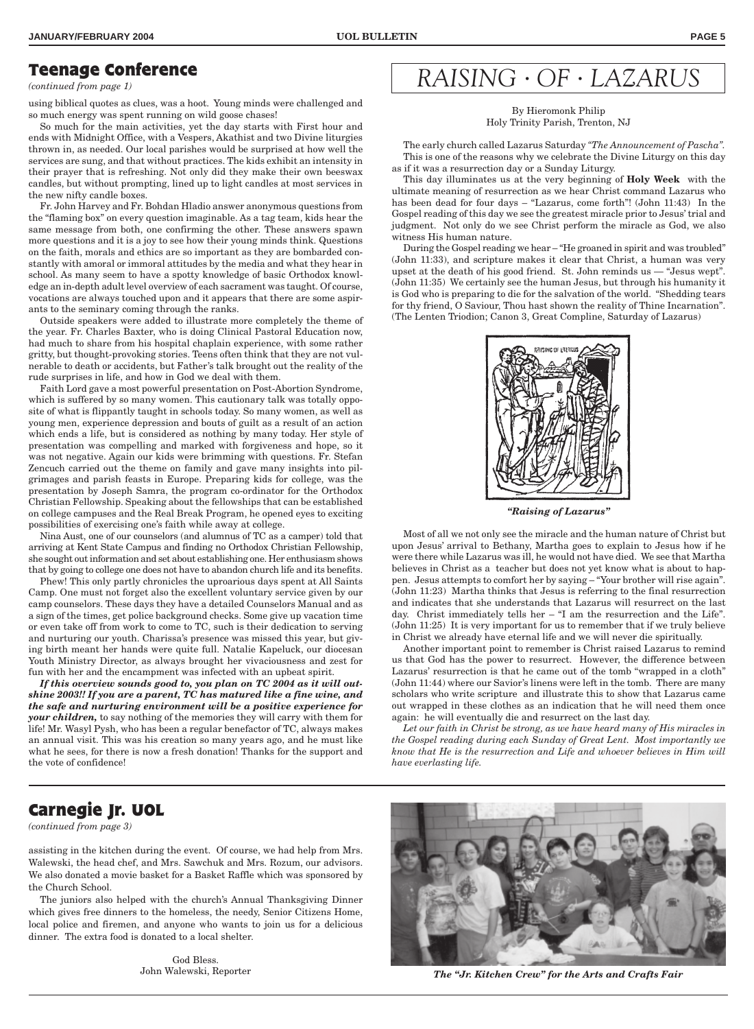## Teenage Conference

*(continued from page 1)*

using biblical quotes as clues, was a hoot. Young minds were challenged and so much energy was spent running on wild goose chases!

So much for the main activities, yet the day starts with First hour and ends with Midnight Office, with a Vespers, Akathist and two Divine liturgies thrown in, as needed. Our local parishes would be surprised at how well the services are sung, and that without practices. The kids exhibit an intensity in their prayer that is refreshing. Not only did they make their own beeswax candles, but without prompting, lined up to light candles at most services in the new nifty candle boxes.

Fr. John Harvey and Fr. Bohdan Hladio answer anonymous questions from the "flaming box" on every question imaginable. As a tag team, kids hear the same message from both, one confirming the other. These answers spawn more questions and it is a joy to see how their young minds think. Questions on the faith, morals and ethics are so important as they are bombarded constantly with amoral or immoral attitudes by the media and what they hear in school. As many seem to have a spotty knowledge of basic Orthodox knowledge an in-depth adult level overview of each sacrament was taught. Of course, vocations are always touched upon and it appears that there are some aspirants to the seminary coming through the ranks.

Outside speakers were added to illustrate more completely the theme of the year. Fr. Charles Baxter, who is doing Clinical Pastoral Education now, had much to share from his hospital chaplain experience, with some rather gritty, but thought-provoking stories. Teens often think that they are not vulnerable to death or accidents, but Father's talk brought out the reality of the rude surprises in life, and how in God we deal with them.

Faith Lord gave a most powerful presentation on Post-Abortion Syndrome, which is suffered by so many women. This cautionary talk was totally opposite of what is flippantly taught in schools today. So many women, as well as young men, experience depression and bouts of guilt as a result of an action which ends a life, but is considered as nothing by many today. Her style of presentation was compelling and marked with forgiveness and hope, so it was not negative. Again our kids were brimming with questions. Fr. Stefan Zencuch carried out the theme on family and gave many insights into pilgrimages and parish feasts in Europe. Preparing kids for college, was the presentation by Joseph Samra, the program co-ordinator for the Orthodox Christian Fellowship. Speaking about the fellowships that can be established on college campuses and the Real Break Program, he opened eyes to exciting possibilities of exercising one's faith while away at college.

Nina Aust, one of our counselors (and alumnus of TC as a camper) told that arriving at Kent State Campus and finding no Orthodox Christian Fellowship, she sought out information and set about establishing one. Her enthusiasm shows that by going to college one does not have to abandon church life and its benefits.

Phew! This only partly chronicles the uproarious days spent at All Saints Camp. One must not forget also the excellent voluntary service given by our camp counselors. These days they have a detailed Counselors Manual and as a sign of the times, get police background checks. Some give up vacation time or even take off from work to come to TC, such is their dedication to serving and nurturing our youth. Charissa's presence was missed this year, but giving birth meant her hands were quite full. Natalie Kapeluck, our diocesan Youth Ministry Director, as always brought her vivaciousness and zest for fun with her and the encampment was infected with an upbeat spirit.

***If this overview sounds good to, you plan on TC 2004 as it will outshine 2003!! If you are a parent, TC has matured like a fine wine, and the safe and nurturing environment will be a positive experience for your children,*** to say nothing of the memories they will carry with them for life! Mr. Wasyl Pysh, who has been a regular benefactor of TC, always makes an annual visit. This was his creation so many years ago, and he must like what he sees, for there is now a fresh donation! Thanks for the support and the vote of confidence!

## RAISING · OF · LAZARUS

By Hieromonk Philip
Holy Trinity Parish, Trenton, NJ

The early church called Lazarus Saturday *"The Announcement of Pascha".* This is one of the reasons why we celebrate the Divine Liturgy on this day as if it was a resurrection day or a Sunday Liturgy.

This day illuminates us at the very beginning of **Holy Week** with the ultimate meaning of resurrection as we hear Christ command Lazarus who has been dead for four days – "Lazarus, come forth"! (John 11:43) In the Gospel reading of this day we see the greatest miracle prior to Jesus' trial and judgment. Not only do we see Christ perform the miracle as God, we also witness His human nature.

During the Gospel reading we hear – "He groaned in spirit and was troubled" (John 11:33), and scripture makes it clear that Christ, a human was very upset at the death of his good friend. St. John reminds us — "Jesus wept". (John 11:35) We certainly see the human Jesus, but through his humanity it is God who is preparing to die for the salvation of the world. "Shedding tears for thy friend, O Saviour, Thou hast shown the reality of Thine Incarnation". (The Lenten Triodion; Canon 3, Great Compline, Saturday of Lazarus)

***"Raising of Lazarus"***

Most of all we not only see the miracle and the human nature of Christ but upon Jesus' arrival to Bethany, Martha goes to explain to Jesus how if he were there while Lazarus was ill, he would not have died. We see that Martha believes in Christ as a teacher but does not yet know what is about to happen. Jesus attempts to comfort her by saying – "Your brother will rise again". (John 11:23) Martha thinks that Jesus is referring to the final resurrection and indicates that she understands that Lazarus will resurrect on the last day. Christ immediately tells her – "I am the resurrection and the Life". (John 11:25) It is very important for us to remember that if we truly believe in Christ we already have eternal life and we will never die spiritually.

Another important point to remember is Christ raised Lazarus to remind us that God has the power to resurrect. However, the difference between Lazarus' resurrection is that he came out of the tomb "wrapped in a cloth" (John 11:44) where our Savior's linens were left in the tomb. There are many scholars who write scripture and illustrate this to show that Lazarus came out wrapped in these clothes as an indication that he will need them once again: he will eventually die and resurrect on the last day.

*Let our faith in Christ be strong, as we have heard many of His miracles in the Gospel reading during each Sunday of Great Lent. Most importantly we know that He is the resurrection and Life and whoever believes in Him will have everlasting life.*

## Carnegie Jr. UOL

*(continued from page 3)*

assisting in the kitchen during the event. Of course, we had help from Mrs. Walewski, the head chef, and Mrs. Sawchuk and Mrs. Rozum, our advisors. We also donated a movie basket for a Basket Raffle which was sponsored by the Church School.

The juniors also helped with the church's Annual Thanksgiving Dinner which gives free dinners to the homeless, the needy, Senior Citizens Home, local police and firemen, and anyone who wants to join us for a delicious dinner. The extra food is donated to a local shelter.

God Bless.
John Walewski, Reporter

***The "Jr. Kitchen Crew" for the Arts and Crafts Fair***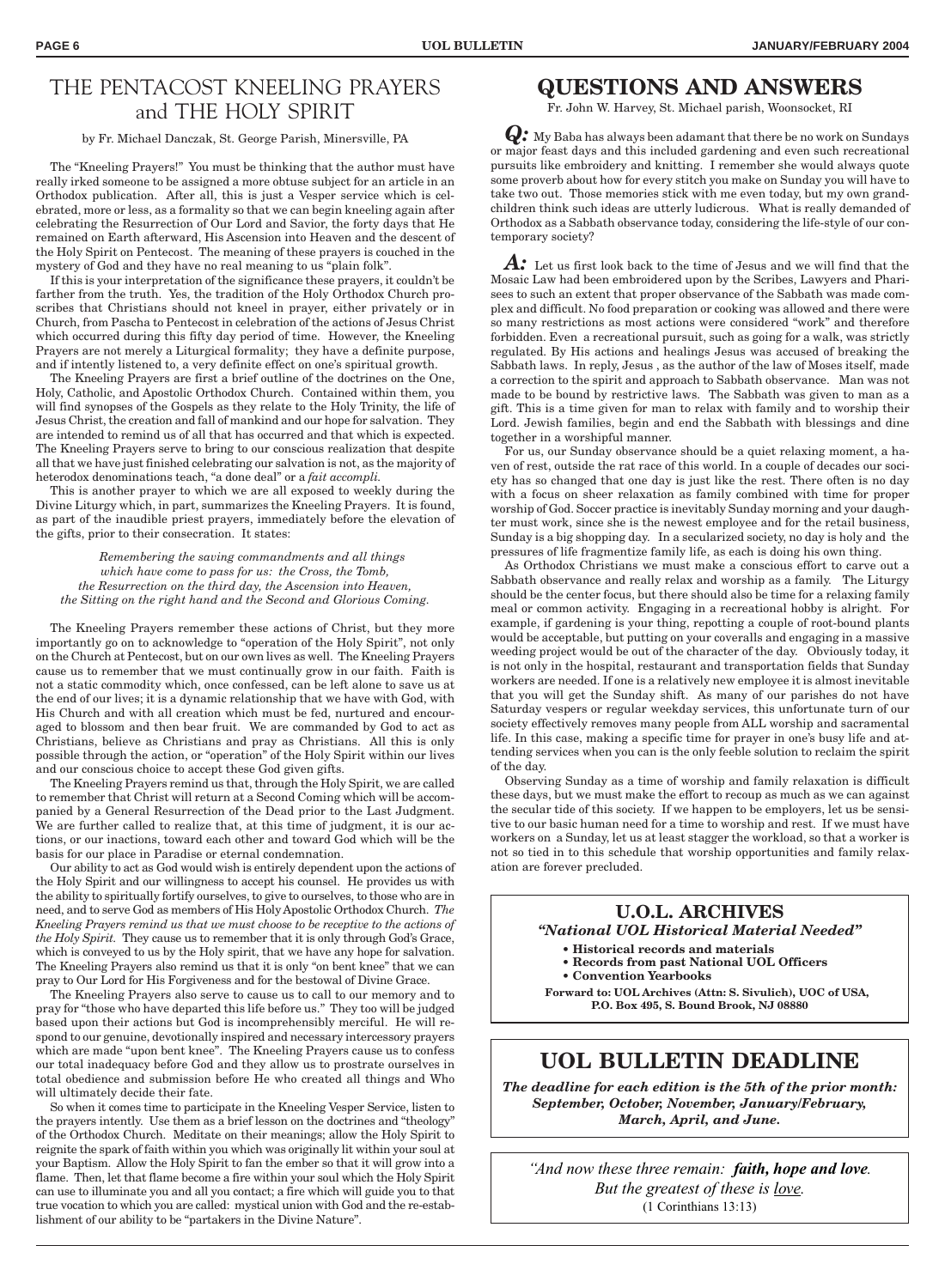# THE PENTACOST KNEELING PRAYERS and THE HOLY SPIRIT

by Fr. Michael Danczak, St. George Parish, Minersville, PA

The "Kneeling Prayers!" You must be thinking that the author must have really irked someone to be assigned a more obtuse subject for an article in an Orthodox publication. After all, this is just a Vesper service which is celebrated, more or less, as a formality so that we can begin kneeling again after celebrating the Resurrection of Our Lord and Savior, the forty days that He remained on Earth afterward, His Ascension into Heaven and the descent of the Holy Spirit on Pentecost. The meaning of these prayers is couched in the mystery of God and they have no real meaning to us "plain folk".

If this is your interpretation of the significance these prayers, it couldn't be farther from the truth. Yes, the tradition of the Holy Orthodox Church proscribes that Christians should not kneel in prayer, either privately or in Church, from Pascha to Pentecost in celebration of the actions of Jesus Christ which occurred during this fifty day period of time. However, the Kneeling Prayers are not merely a Liturgical formality; they have a definite purpose, and if intently listened to, a very definite effect on one's spiritual growth.

The Kneeling Prayers are first a brief outline of the doctrines on the One, Holy, Catholic, and Apostolic Orthodox Church. Contained within them, you will find synopses of the Gospels as they relate to the Holy Trinity, the life of Jesus Christ, the creation and fall of mankind and our hope for salvation. They are intended to remind us of all that has occurred and that which is expected. The Kneeling Prayers serve to bring to our conscious realization that despite all that we have just finished celebrating our salvation is not, as the majority of heterodox denominations teach, "a done deal" or a *fait accompli.*

This is another prayer to which we are all exposed to weekly during the Divine Liturgy which, in part, summarizes the Kneeling Prayers. It is found, as part of the inaudible priest prayers, immediately before the elevation of the gifts, prior to their consecration. It states:

*Remembering the saving commandments and all things which have come to pass for us: the Cross, the Tomb, the Resurrection on the third day, the Ascension into Heaven, the Sitting on the right hand and the Second and Glorious Coming.*

The Kneeling Prayers remember these actions of Christ, but they more importantly go on to acknowledge to "operation of the Holy Spirit", not only on the Church at Pentecost, but on our own lives as well. The Kneeling Prayers cause us to remember that we must continually grow in our faith. Faith is not a static commodity which, once confessed, can be left alone to save us at the end of our lives; it is a dynamic relationship that we have with God, with His Church and with all creation which must be fed, nurtured and encouraged to blossom and then bear fruit. We are commanded by God to act as Christians, believe as Christians and pray as Christians. All this is only possible through the action, or "operation" of the Holy Spirit within our lives and our conscious choice to accept these God given gifts.

The Kneeling Prayers remind us that, through the Holy Spirit, we are called to remember that Christ will return at a Second Coming which will be accompanied by a General Resurrection of the Dead prior to the Last Judgment. We are further called to realize that, at this time of judgment, it is our actions, or our inactions, toward each other and toward God which will be the basis for our place in Paradise or eternal condemnation.

Our ability to act as God would wish is entirely dependent upon the actions of the Holy Spirit and our willingness to accept his counsel. He provides us with the ability to spiritually fortify ourselves, to give to ourselves, to those who are in need, and to serve God as members of His Holy Apostolic Orthodox Church. *The Kneeling Prayers remind us that we must choose to be receptive to the actions of the Holy Spirit.* They cause us to remember that it is only through God's Grace, which is conveyed to us by the Holy spirit, that we have any hope for salvation. The Kneeling Prayers also remind us that it is only "on bent knee" that we can pray to Our Lord for His Forgiveness and for the bestowal of Divine Grace.

The Kneeling Prayers also serve to cause us to call to our memory and to pray for "those who have departed this life before us." They too will be judged based upon their actions but God is incomprehensibly merciful. He will respond to our genuine, devotionally inspired and necessary intercessory prayers which are made "upon bent knee". The Kneeling Prayers cause us to confess our total inadequacy before God and they allow us to prostrate ourselves in total obedience and submission before He who created all things and Who will ultimately decide their fate.

So when it comes time to participate in the Kneeling Vesper Service, listen to the prayers intently. Use them as a brief lesson on the doctrines and "theology" of the Orthodox Church. Meditate on their meanings; allow the Holy Spirit to reignite the spark of faith within you which was originally lit within your soul at your Baptism. Allow the Holy Spirit to fan the ember so that it will grow into a flame. Then, let that flame become a fire within your soul which the Holy Spirit can use to illuminate you and all you contact; a fire which will guide you to that true vocation to which you are called: mystical union with God and the re-establishment of our ability to be "partakers in the Divine Nature".

# QUESTIONS AND ANSWERS

Fr. John W. Harvey, St. Michael parish, Woonsocket, RI

***Q:*** My Baba has always been adamant that there be no work on Sundays or major feast days and this included gardening and even such recreational pursuits like embroidery and knitting. I remember she would always quote some proverb about how for every stitch you make on Sunday you will have to take two out. Those memories stick with me even today, but my own grandchildren think such ideas are utterly ludicrous. What is really demanded of Orthodox as a Sabbath observance today, considering the life-style of our contemporary society?

***A:*** Let us first look back to the time of Jesus and we will find that the Mosaic Law had been embroidered upon by the Scribes, Lawyers and Pharisees to such an extent that proper observance of the Sabbath was made complex and difficult. No food preparation or cooking was allowed and there were so many restrictions as most actions were considered "work" and therefore forbidden. Even a recreational pursuit, such as going for a walk, was strictly regulated. By His actions and healings Jesus was accused of breaking the Sabbath laws. In reply, Jesus , as the author of the law of Moses itself, made a correction to the spirit and approach to Sabbath observance. Man was not made to be bound by restrictive laws. The Sabbath was given to man as a gift. This is a time given for man to relax with family and to worship their Lord. Jewish families, begin and end the Sabbath with blessings and dine together in a worshipful manner.

For us, our Sunday observance should be a quiet relaxing moment, a haven of rest, outside the rat race of this world. In a couple of decades our society has so changed that one day is just like the rest. There often is no day with a focus on sheer relaxation as family combined with time for proper worship of God. Soccer practice is inevitably Sunday morning and your daughter must work, since she is the newest employee and for the retail business, Sunday is a big shopping day. In a secularized society, no day is holy and the pressures of life fragmentize family life, as each is doing his own thing.

As Orthodox Christians we must make a conscious effort to carve out a Sabbath observance and really relax and worship as a family. The Liturgy should be the center focus, but there should also be time for a relaxing family meal or common activity. Engaging in a recreational hobby is alright. For example, if gardening is your thing, repotting a couple of root-bound plants would be acceptable, but putting on your coveralls and engaging in a massive weeding project would be out of the character of the day. Obviously today, it is not only in the hospital, restaurant and transportation fields that Sunday workers are needed. If one is a relatively new employee it is almost inevitable that you will get the Sunday shift. As many of our parishes do not have Saturday vespers or regular weekday services, this unfortunate turn of our society effectively removes many people from ALL worship and sacramental life. In this case, making a specific time for prayer in one's busy life and attending services when you can is the only feeble solution to reclaim the spirit of the day.

Observing Sunday as a time of worship and family relaxation is difficult these days, but we must make the effort to recoup as much as we can against the secular tide of this society. If we happen to be employers, let us be sensitive to our basic human need for a time to worship and rest. If we must have workers on a Sunday, let us at least stagger the workload, so that a worker is not so tied in to this schedule that worship opportunities and family relaxation are forever precluded.

## U.O.L. ARCHIVES

***"National UOL Historical Material Needed"***

- **Historical records and materials**
- **Records from past National UOL Officers**
- **Convention Yearbooks**

**Forward to: UOL Archives (Attn: S. Sivulich), UOC of USA, P.O. Box 495, S. Bound Brook, NJ 08880**

## UOL BULLETIN DEADLINE

***The deadline for each edition is the 5th of the prior month: September, October, November, January/February, March, April, and June.***

*"And now these three remain:* ***faith, hope and love****. But the greatest of these is* *<u>love</u>*.
(1 Corinthians 13:13)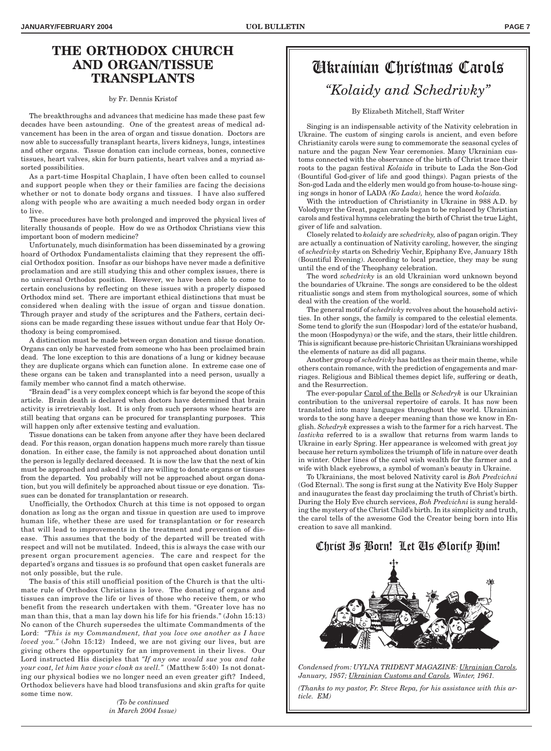# THE ORTHODOX CHURCH AND ORGAN/TISSUE TRANSPLANTS

by Fr. Dennis Kristof

The breakthroughs and advances that medicine has made these past few decades have been astounding. One of the greatest areas of medical advancement has been in the area of organ and tissue donation. Doctors are now able to successfully transplant hearts, livers kidneys, lungs, intestines and other organs. Tissue donation can include corneas, bones, connective tissues, heart valves, skin for burn patients, heart valves and a myriad assorted possibilities.

As a part-time Hospital Chaplain, I have often been called to counsel and support people when they or their families are facing the decisions whether or not to donate body organs and tissues. I have also suffered along with people who are awaiting a much needed body organ in order to live.

These procedures have both prolonged and improved the physical lives of literally thousands of people. How do we as Orthodox Christians view this important boon of modern medicine?

Unfortunately, much disinformation has been disseminated by a growing hoard of Orthodox Fundamentalists claiming that they represent the official Orthodox position. Insofar as our bishops have never made a definitive proclamation and are still studying this and other complex issues, there is no universal Orthodox position. However, we have been able to come to certain conclusions by reflecting on these issues with a properly disposed Orthodox mind set. There are important ethical distinctions that must be considered when dealing with the issue of organ and tissue donation. Through prayer and study of the scriptures and the Fathers, certain decisions can be made regarding these issues without undue fear that Holy Orthodoxy is being compromised.

A distinction must be made between organ donation and tissue donation. Organs can only be harvested from someone who has been proclaimed brain dead. The lone exception to this are donations of a lung or kidney because they are duplicate organs which can function alone. In extreme case one of these organs can be taken and transplanted into a need person, usually a family member who cannot find a match otherwise.

"Brain dead" is a very complex concept which is far beyond the scope of this article. Brain death is declared when doctors have determined that brain activity is irretrievably lost. It is only from such persons whose hearts are still beating that organs can be procured for transplanting purposes. This will happen only after extensive testing and evaluation.

Tissue donations can be taken from anyone after they have been declared dead. For this reason, organ donation happens much more rarely than tissue donation. In either case, the family is not approached about donation until the person is legally declared deceased. It is now the law that the next of kin must be approached and asked if they are willing to donate organs or tissues from the departed. You probably will not be approached about organ donation, but you will definitely be approached about tissue or eye donation. Tissues can be donated for transplantation or research.

Unofficially, the Orthodox Church at this time is not opposed to organ donation as long as the organ and tissue in question are used to improve human life, whether these are used for transplantation or for research that will lead to improvements in the treatment and prevention of disease. This assumes that the body of the departed will be treated with respect and will not be mutilated. Indeed, this is always the case with our present organ procurement agencies. The care and respect for the departed's organs and tissues is so profound that open casket funerals are not only possible, but the rule.

The basis of this still unofficial position of the Church is that the ultimate rule of Orthodox Christians is love. The donating of organs and tissues can improve the life or lives of those who receive them, or who benefit from the research undertaken with them. "Greater love has no man than this, that a man lay down his life for his friends." (John 15:13) No canon of the Church supersedes the ultimate Commandments of the Lord: *"This is my Commandment, that you love one another as I have loved you."* (John 15:12) Indeed, we are not giving our lives, but are giving others the opportunity for an improvement in their lives. Our Lord instructed His disciples that *"If any one would sue you and take your coat, let him have your cloak as well."* (Matthew 5:40) Is not donating our physical bodies we no longer need an even greater gift? Indeed, Orthodox believers have had blood transfusions and skin grafts for quite some time now.

*(To be continued in March 2004 Issue)*

# Ukrainian Christmas Carols

## *"Kolaidy and Schedrivky"*

By Elizabeth Mitchell, Staff Writer

Singing is an indispensable activity of the Nativity celebration in Ukraine. The custom of singing carols is ancient, and even before Christianity carols were sung to commemorate the seasonal cycles of nature and the pagan New Year ceremonies. Many Ukrainian customs connected with the observance of the birth of Christ trace their roots to the pagan festival *Kolaida* in tribute to Lada the Son-God (Bountiful God-giver of life and good things). Pagan priests of the Son-god Lada and the elderly men would go from house-to-house singing songs in honor of LADA *(Ko Lada),* hence the word *kolaida.*

With the introduction of Christianity in Ukraine in 988 A.D. by Volodymyr the Great, pagan carols began to be replaced by Christian carols and festival hymns celebrating the birth of Christ the true Light, giver of life and salvation.

Closely related to *kolaidy* are *schedrivky,* also of pagan origin. They are actually a continuation of Nativity caroling, however, the singing of *schedrivky* starts on Schedriy Vechir, Epiphany Eve, January 18th (Bountiful Evening). According to local practice, they may be sung until the end of the Theophany celebration.

The word *schedrivky* is an old Ukrainian word unknown beyond the boundaries of Ukraine. The songs are considered to be the oldest ritualistic songs and stem from mythological sources, some of which deal with the creation of the world.

The general motif of *schedrivky* revolves about the household activities. In other songs, the family is compared to the celestial elements. Some tend to glorify the sun (Hospodar) lord of the estate/or husband, the moon (Hospodynya) or the wife, and the stars, their little children. This is significant because pre-historic Chrisitan Ukrainians worshipped the elements of nature as did all pagans.

Another group of *schedrivky* has battles as their main theme, while others contain romance, with the prediction of engagements and marriages. Religious and Biblical themes depict life, suffering or death, and the Resurrection.

The ever-popular Carol of the Bells or *Schedryk* is our Ukrainian contribution to the universal repertoire of carols. It has now been translated into many languages throughout the world. Ukrainian words to the song have a deeper meaning than those we know in English. *Schedryk* expresses a wish to the farmer for a rich harvest. The *lastivka* referred to is a swallow that returns from warm lands to Ukraine in early Spring. Her appearance is welcomed with great joy because her return symbolizes the triumph of life in nature over death in winter. Other lines of the carol wish wealth for the farmer and a wife with black eyebrows, a symbol of woman's beauty in Ukraine.

To Ukrainians, the most beloved Nativity carol is *Boh Predvichni* (God Eternal). The song is first sung at the Nativity Eve Holy Supper and inaugurates the feast day proclaiming the truth of Christ's birth. During the Holy Eve church services, *Boh Predvichni* is sung heralding the mystery of the Christ Child's birth. In its simplicity and truth, the carol tells of the awesome God the Creator being born into His creation to save all mankind.

## Christ Is Born! Let Us Glorify Him!

*Condensed from: UYLNA TRIDENT MAGAZINE: Ukrainian Carols, January, 1957; Ukrainian Customs and Carols, Winter, 1961.*

*(Thanks to my pastor, Fr. Steve Repa, for his assistance with this article. EM)*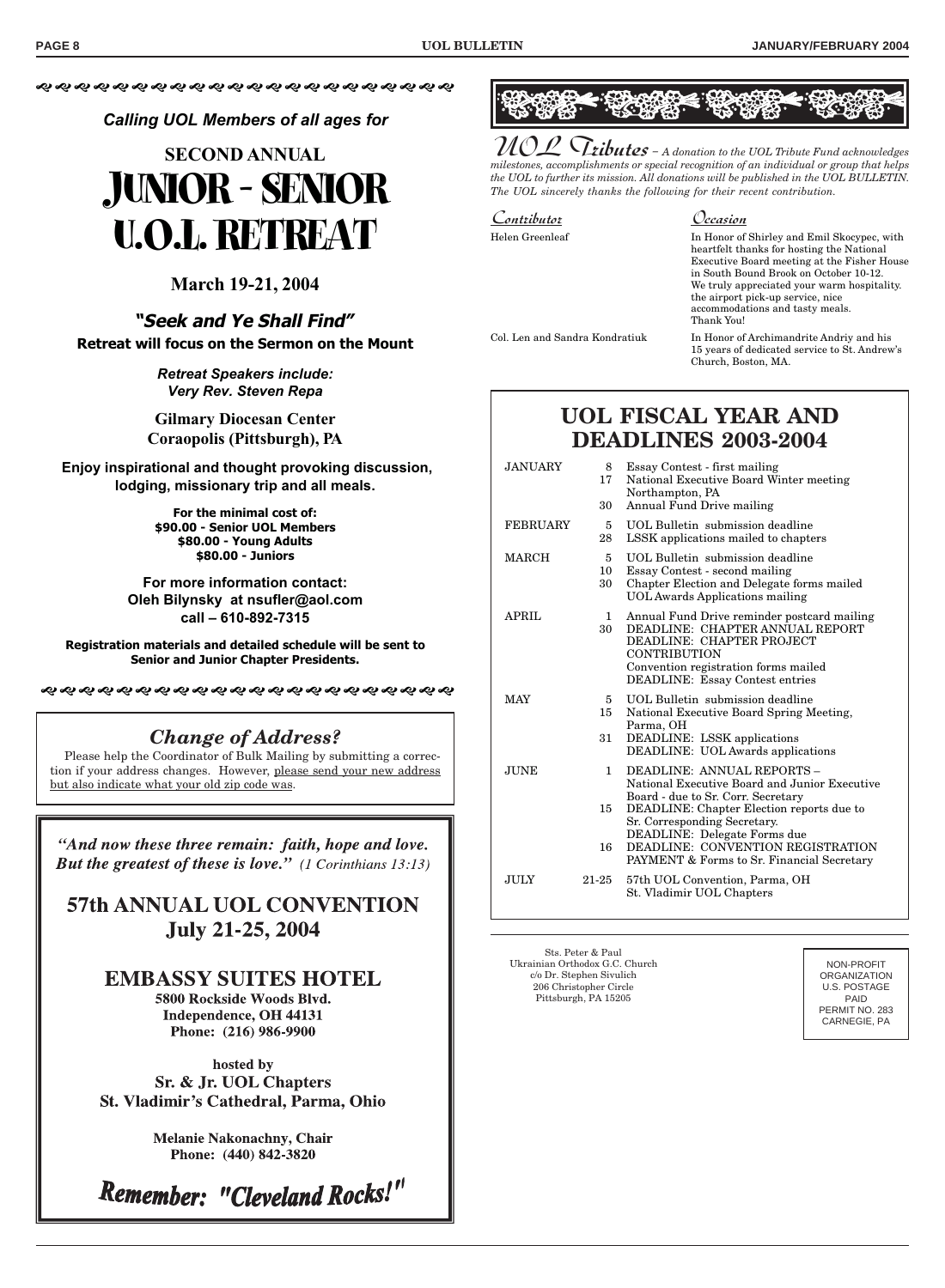*Calling UOL Members of all ages for*

## SECOND ANNUAL

# JUNIOR - SENIOR U.O.L. RETREAT

**March 19-21, 2004**

***"Seek and Ye Shall Find"***

**Retreat will focus on the Sermon on the Mount**

***Retreat Speakers include:***
***Very Rev. Steven Repa***

**Gilmary Diocesan Center**
**Coraopolis (Pittsburgh), PA**

**Enjoy inspirational and thought provoking discussion, lodging, missionary trip and all meals.**

**For the minimal cost of:**
**$90.00 - Senior UOL Members**
**$80.00 - Young Adults**
**$80.00 - Juniors**

**For more information contact:**
**Oleh Bilynsky at nsufler@aol.com**
**call – 610-892-7315**

**Registration materials and detailed schedule will be sent to Senior and Junior Chapter Presidents.**

### *Change of Address?*

Please help the Coordinator of Bulk Mailing by submitting a correction if your address changes. However, please send your new address but also indicate what your old zip code was.

***"And now these three remain: faith, hope and love. But the greatest of these is love."*** *(1 Corinthians 13:13)*

## 57th ANNUAL UOL CONVENTION
## July 21-25, 2004

### EMBASSY SUITES HOTEL

**5800 Rockside Woods Blvd.**
**Independence, OH 44131**
**Phone: (216) 986-9900**

**hosted by**
**Sr. & Jr. UOL Chapters**
**St. Vladimir's Cathedral, Parma, Ohio**

**Melanie Nakonachny, Chair**
**Phone: (440) 842-3820**

***Remember: "Cleveland Rocks!"***

## *UOL Tributes*

*– A donation to the UOL Tribute Fund acknowledges milestones, accomplishments or special recognition of an individual or group that helps the UOL to further its mission. All donations will be published in the UOL BULLETIN. The UOL sincerely thanks the following for their recent contribution.*

| *Contributor* | *Occasion* |
|---|---|
| Helen Greenleaf | In Honor of Shirley and Emil Skocypec, with heartfelt thanks for hosting the National Executive Board meeting at the Fisher House in South Bound Brook on October 10-12. We truly appreciated your warm hospitality. the airport pick-up service, nice accommodations and tasty meals. Thank You! |
| Col. Len and Sandra Kondratiuk | In Honor of Archimandrite Andriy and his 15 years of dedicated service to St. Andrew's Church, Boston, MA. |

## UOL FISCAL YEAR AND DEADLINES 2003-2004

| | | |
|---|---|---|
| JANUARY | 8 | Essay Contest - first mailing |
| | 17 | National Executive Board Winter meeting Northampton, PA |
| | 30 | Annual Fund Drive mailing |
| FEBRUARY | 5 | UOL Bulletin submission deadline |
| | 28 | LSSK applications mailed to chapters |
| MARCH | 5 | UOL Bulletin submission deadline |
| | 10 | Essay Contest - second mailing |
| | 30 | Chapter Election and Delegate forms mailed; UOL Awards Applications mailing |
| APRIL | 1 | Annual Fund Drive reminder postcard mailing |
| | 30 | DEADLINE: CHAPTER ANNUAL REPORT; DEADLINE: CHAPTER PROJECT CONTRIBUTION; Convention registration forms mailed; DEADLINE: Essay Contest entries |
| MAY | 5 | UOL Bulletin submission deadline |
| | 15 | National Executive Board Spring Meeting, Parma, OH |
| | 31 | DEADLINE: LSSK applications; DEADLINE: UOL Awards applications |
| JUNE | 1 | DEADLINE: ANNUAL REPORTS – National Executive Board and Junior Executive Board - due to Sr. Corr. Secretary |
| | 15 | DEADLINE: Chapter Election reports due to Sr. Corresponding Secretary. DEADLINE: Delegate Forms due |
| | 16 | DEADLINE: CONVENTION REGISTRATION PAYMENT & Forms to Sr. Financial Secretary |
| JULY | 21-25 | 57th UOL Convention, Parma, OH St. Vladimir UOL Chapters |

Sts. Peter & Paul
Ukrainian Orthodox G.C. Church
c/o Dr. Stephen Sivulich
206 Christopher Circle
Pittsburgh, PA 15205

NON-PROFIT
ORGANIZATION
U.S. POSTAGE
PAID
PERMIT NO. 283
CARNEGIE, PA